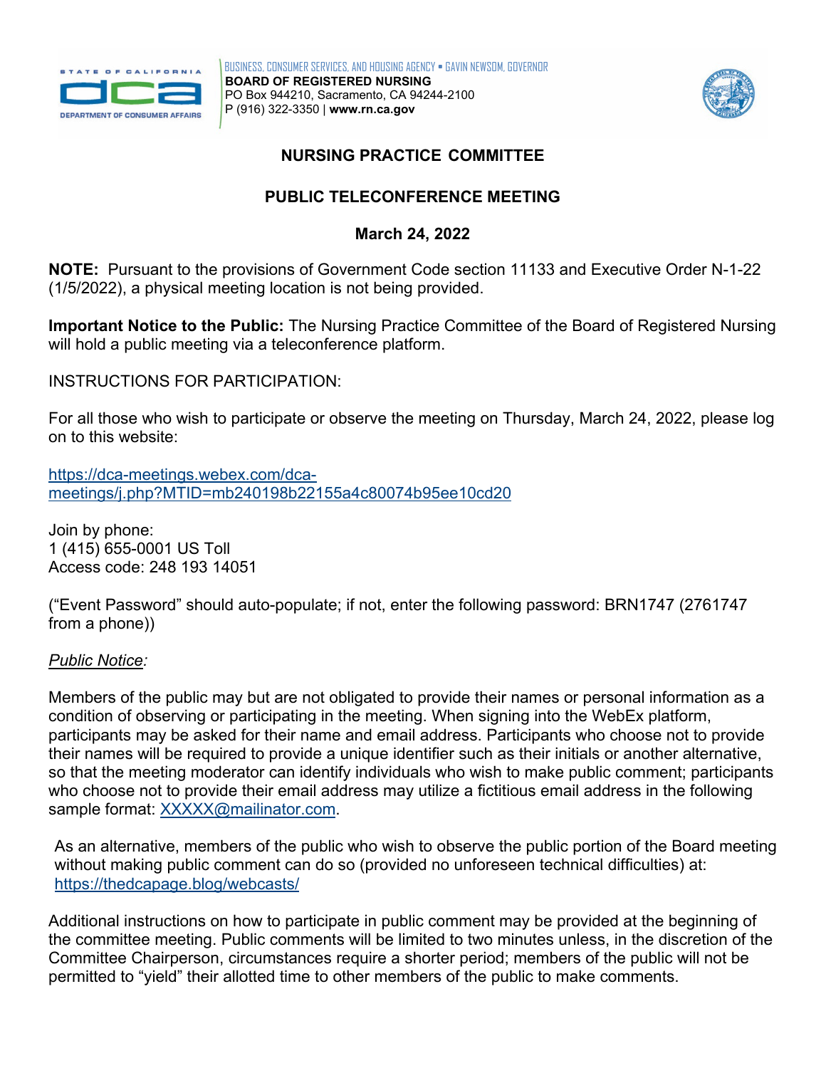BUSINESS, CONSUMER SERVICES, AND HOUSING AGENCY • GAVIN NEWSOM, GOVERNOR
**BOARD OF REGISTERED NURSING**
PO Box 944210, Sacramento, CA 94244-2100
P (916) 322-3350 | **www.rn.ca.gov**

## NURSING PRACTICE COMMITTEE

## PUBLIC TELECONFERENCE MEETING

### March 24, 2022

**NOTE:** Pursuant to the provisions of Government Code section 11133 and Executive Order N-1-22 (1/5/2022), a physical meeting location is not being provided.

**Important Notice to the Public:** The Nursing Practice Committee of the Board of Registered Nursing will hold a public meeting via a teleconference platform.

INSTRUCTIONS FOR PARTICIPATION:

For all those who wish to participate or observe the meeting on Thursday, March 24, 2022, please log on to this website:

https://dca-meetings.webex.com/dca-meetings/j.php?MTID=mb240198b22155a4c80074b95ee10cd20

Join by phone:
1 (415) 655-0001 US Toll
Access code: 248 193 14051

("Event Password" should auto-populate; if not, enter the following password: BRN1747 (2761747 from a phone))

*Public Notice:*

Members of the public may but are not obligated to provide their names or personal information as a condition of observing or participating in the meeting. When signing into the WebEx platform, participants may be asked for their name and email address. Participants who choose not to provide their names will be required to provide a unique identifier such as their initials or another alternative, so that the meeting moderator can identify individuals who wish to make public comment; participants who choose not to provide their email address may utilize a fictitious email address in the following sample format: XXXXX@mailinator.com.

As an alternative, members of the public who wish to observe the public portion of the Board meeting without making public comment can do so (provided no unforeseen technical difficulties) at: https://thedcapage.blog/webcasts/

Additional instructions on how to participate in public comment may be provided at the beginning of the committee meeting. Public comments will be limited to two minutes unless, in the discretion of the Committee Chairperson, circumstances require a shorter period; members of the public will not be permitted to "yield" their allotted time to other members of the public to make comments.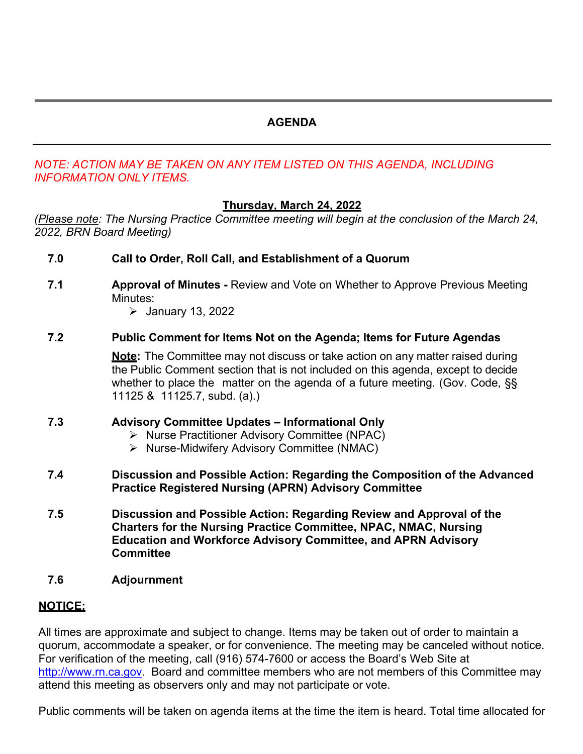## AGENDA

*NOTE: ACTION MAY BE TAKEN ON ANY ITEM LISTED ON THIS AGENDA, INCLUDING INFORMATION ONLY ITEMS.*

**Thursday, March 24, 2022**

*(Please note: The Nursing Practice Committee meeting will begin at the conclusion of the March 24, 2022, BRN Board Meeting)*

**7.0 Call to Order, Roll Call, and Establishment of a Quorum**

**7.1 Approval of Minutes -** Review and Vote on Whether to Approve Previous Meeting Minutes:

- January 13, 2022

**7.2 Public Comment for Items Not on the Agenda; Items for Future Agendas**

**Note:** The Committee may not discuss or take action on any matter raised during the Public Comment section that is not included on this agenda, except to decide whether to place the matter on the agenda of a future meeting. (Gov. Code, §§ 11125 & 11125.7, subd. (a).)

**7.3 Advisory Committee Updates – Informational Only**

- Nurse Practitioner Advisory Committee (NPAC)
- Nurse-Midwifery Advisory Committee (NMAC)

**7.4 Discussion and Possible Action: Regarding the Composition of the Advanced Practice Registered Nursing (APRN) Advisory Committee**

**7.5 Discussion and Possible Action: Regarding Review and Approval of the Charters for the Nursing Practice Committee, NPAC, NMAC, Nursing Education and Workforce Advisory Committee, and APRN Advisory Committee**

**7.6 Adjournment**

**NOTICE:**

All times are approximate and subject to change. Items may be taken out of order to maintain a quorum, accommodate a speaker, or for convenience. The meeting may be canceled without notice. For verification of the meeting, call (916) 574-7600 or access the Board's Web Site at http://www.rn.ca.gov. Board and committee members who are not members of this Committee may attend this meeting as observers only and may not participate or vote.

Public comments will be taken on agenda items at the time the item is heard. Total time allocated for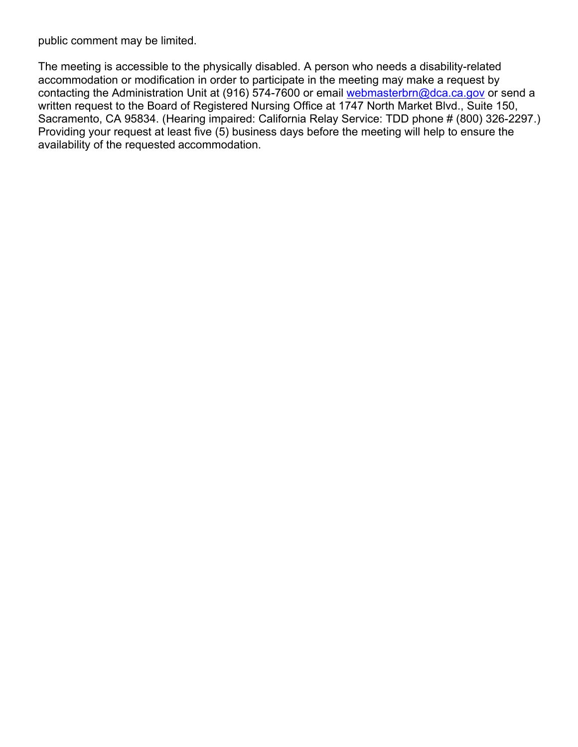public comment may be limited.

The meeting is accessible to the physically disabled. A person who needs a disability-related accommodation or modification in order to participate in the meeting may make a request by contacting the Administration Unit at (916) 574-7600 or email webmasterbrn@dca.ca.gov or send a written request to the Board of Registered Nursing Office at 1747 North Market Blvd., Suite 150, Sacramento, CA 95834. (Hearing impaired: California Relay Service: TDD phone # (800) 326-2297.) Providing your request at least five (5) business days before the meeting will help to ensure the availability of the requested accommodation.